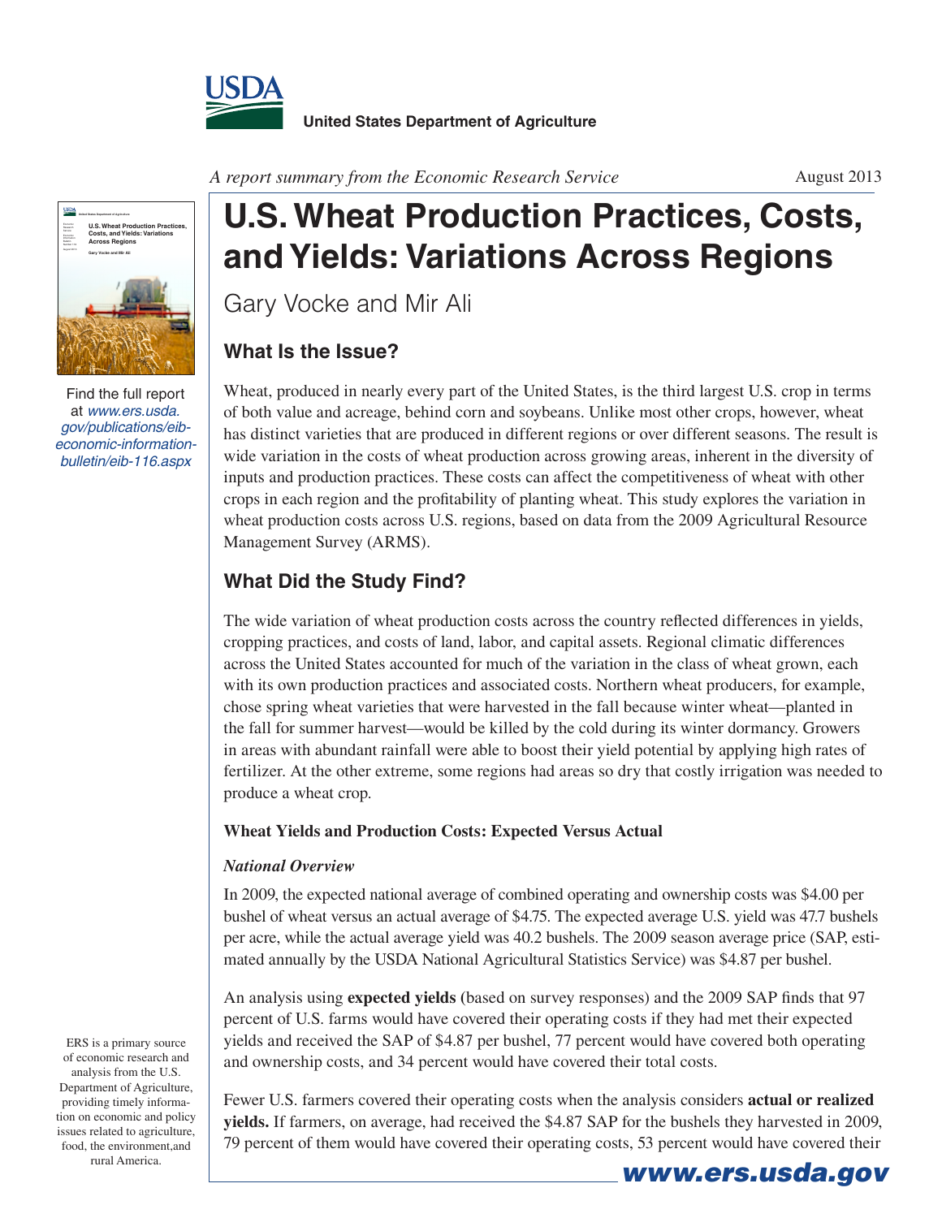United States Department of Agriculture

*A report summary from the Economic Research Service*

August 2013

# U.S. Wheat Production Practices, Costs, and Yields: Variations Across Regions

Gary Vocke and Mir Ali

Find the full report at *www.ers.usda.gov/publications/eib-economic-information-bulletin/eib-116.aspx*

## What Is the Issue?

Wheat, produced in nearly every part of the United States, is the third largest U.S. crop in terms of both value and acreage, behind corn and soybeans. Unlike most other crops, however, wheat has distinct varieties that are produced in different regions or over different seasons. The result is wide variation in the costs of wheat production across growing areas, inherent in the diversity of inputs and production practices. These costs can affect the competitiveness of wheat with other crops in each region and the profitability of planting wheat. This study explores the variation in wheat production costs across U.S. regions, based on data from the 2009 Agricultural Resource Management Survey (ARMS).

## What Did the Study Find?

The wide variation of wheat production costs across the country reflected differences in yields, cropping practices, and costs of land, labor, and capital assets. Regional climatic differences across the United States accounted for much of the variation in the class of wheat grown, each with its own production practices and associated costs. Northern wheat producers, for example, chose spring wheat varieties that were harvested in the fall because winter wheat—planted in the fall for summer harvest—would be killed by the cold during its winter dormancy. Growers in areas with abundant rainfall were able to boost their yield potential by applying high rates of fertilizer. At the other extreme, some regions had areas so dry that costly irrigation was needed to produce a wheat crop.

**Wheat Yields and Production Costs: Expected Versus Actual**

*National Overview*

In 2009, the expected national average of combined operating and ownership costs was $4.00 per bushel of wheat versus an actual average of $4.75. The expected average U.S. yield was 47.7 bushels per acre, while the actual average yield was 40.2 bushels. The 2009 season average price (SAP, estimated annually by the USDA National Agricultural Statistics Service) was $4.87 per bushel.

An analysis using **expected yields** (based on survey responses) and the 2009 SAP finds that 97 percent of U.S. farms would have covered their operating costs if they had met their expected yields and received the SAP of $4.87 per bushel, 77 percent would have covered both operating and ownership costs, and 34 percent would have covered their total costs.

Fewer U.S. farmers covered their operating costs when the analysis considers **actual or realized yields.** If farmers, on average, had received the $4.87 SAP for the bushels they harvested in 2009, 79 percent of them would have covered their operating costs, 53 percent would have covered their

ERS is a primary source of economic research and analysis from the U.S. Department of Agriculture, providing timely information on economic and policy issues related to agriculture, food, the environment,and rural America.

www.ers.usda.gov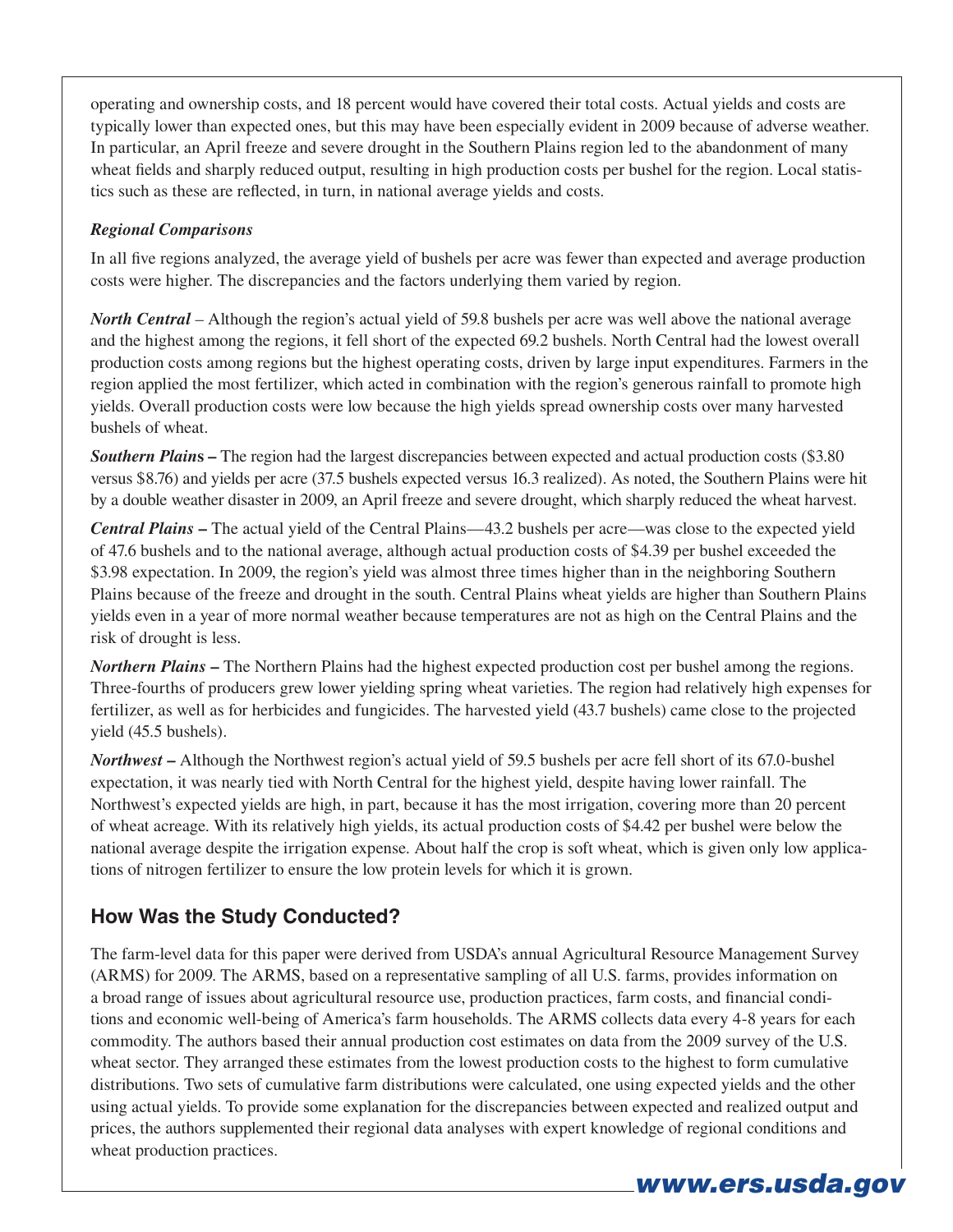operating and ownership costs, and 18 percent would have covered their total costs. Actual yields and costs are typically lower than expected ones, but this may have been especially evident in 2009 because of adverse weather. In particular, an April freeze and severe drought in the Southern Plains region led to the abandonment of many wheat fields and sharply reduced output, resulting in high production costs per bushel for the region. Local statistics such as these are reflected, in turn, in national average yields and costs.

### *Regional Comparisons*

In all five regions analyzed, the average yield of bushels per acre was fewer than expected and average production costs were higher. The discrepancies and the factors underlying them varied by region.

***North Central*** – Although the region's actual yield of 59.8 bushels per acre was well above the national average and the highest among the regions, it fell short of the expected 69.2 bushels. North Central had the lowest overall production costs among regions but the highest operating costs, driven by large input expenditures. Farmers in the region applied the most fertilizer, which acted in combination with the region's generous rainfall to promote high yields. Overall production costs were low because the high yields spread ownership costs over many harvested bushels of wheat.

***Southern Plains*** **–** The region had the largest discrepancies between expected and actual production costs ($3.80 versus $8.76) and yields per acre (37.5 bushels expected versus 16.3 realized). As noted, the Southern Plains were hit by a double weather disaster in 2009, an April freeze and severe drought, which sharply reduced the wheat harvest.

***Central Plains*** **–** The actual yield of the Central Plains—43.2 bushels per acre—was close to the expected yield of 47.6 bushels and to the national average, although actual production costs of $4.39 per bushel exceeded the $3.98 expectation. In 2009, the region's yield was almost three times higher than in the neighboring Southern Plains because of the freeze and drought in the south. Central Plains wheat yields are higher than Southern Plains yields even in a year of more normal weather because temperatures are not as high on the Central Plains and the risk of drought is less.

***Northern Plains*** **–** The Northern Plains had the highest expected production cost per bushel among the regions. Three-fourths of producers grew lower yielding spring wheat varieties. The region had relatively high expenses for fertilizer, as well as for herbicides and fungicides. The harvested yield (43.7 bushels) came close to the projected yield (45.5 bushels).

***Northwest*** **–** Although the Northwest region's actual yield of 59.5 bushels per acre fell short of its 67.0-bushel expectation, it was nearly tied with North Central for the highest yield, despite having lower rainfall. The Northwest's expected yields are high, in part, because it has the most irrigation, covering more than 20 percent of wheat acreage. With its relatively high yields, its actual production costs of $4.42 per bushel were below the national average despite the irrigation expense. About half the crop is soft wheat, which is given only low applications of nitrogen fertilizer to ensure the low protein levels for which it is grown.

## How Was the Study Conducted?

The farm-level data for this paper were derived from USDA's annual Agricultural Resource Management Survey (ARMS) for 2009. The ARMS, based on a representative sampling of all U.S. farms, provides information on a broad range of issues about agricultural resource use, production practices, farm costs, and financial conditions and economic well-being of America's farm households. The ARMS collects data every 4-8 years for each commodity. The authors based their annual production cost estimates on data from the 2009 survey of the U.S. wheat sector. They arranged these estimates from the lowest production costs to the highest to form cumulative distributions. Two sets of cumulative farm distributions were calculated, one using expected yields and the other using actual yields. To provide some explanation for the discrepancies between expected and realized output and prices, the authors supplemented their regional data analyses with expert knowledge of regional conditions and wheat production practices.

www.ers.usda.gov